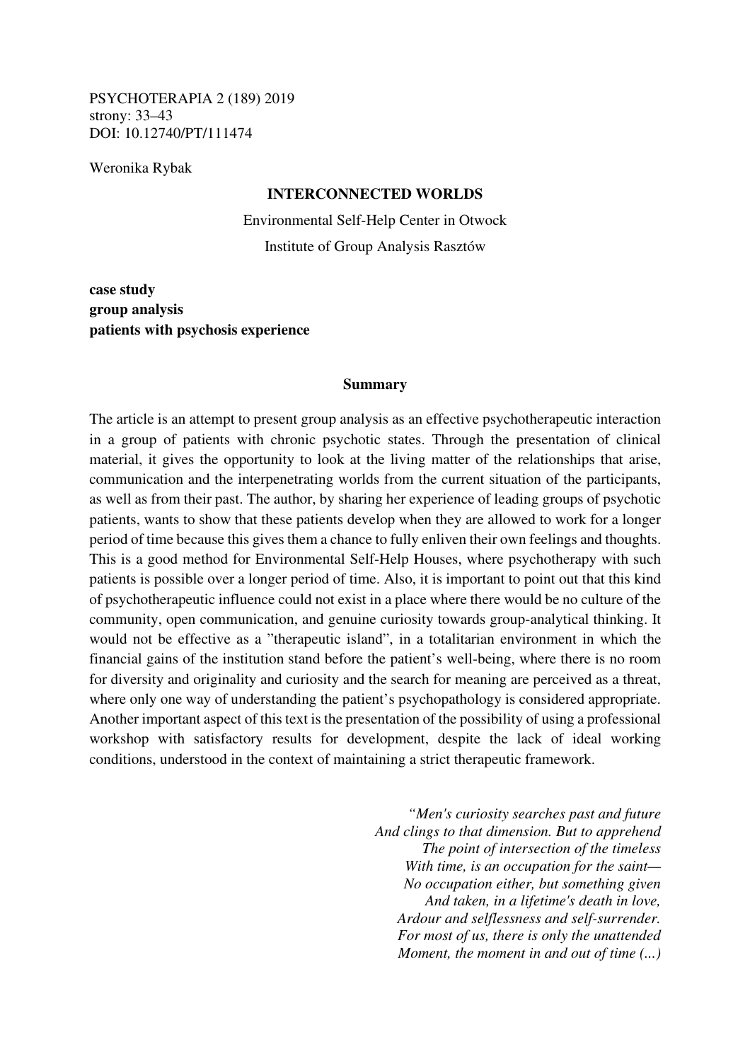PSYCHOTERAPIA 2 (189) 2019
strony: 33–43
DOI: 10.12740/PT/111474

Weronika Rybak

# INTERCONNECTED WORLDS

Environmental Self-Help Center in Otwock

Institute of Group Analysis Rasztów

**case study**
**group analysis**
**patients with psychosis experience**

## Summary

The article is an attempt to present group analysis as an effective psychotherapeutic interaction in a group of patients with chronic psychotic states. Through the presentation of clinical material, it gives the opportunity to look at the living matter of the relationships that arise, communication and the interpenetrating worlds from the current situation of the participants, as well as from their past. The author, by sharing her experience of leading groups of psychotic patients, wants to show that these patients develop when they are allowed to work for a longer period of time because this gives them a chance to fully enliven their own feelings and thoughts. This is a good method for Environmental Self-Help Houses, where psychotherapy with such patients is possible over a longer period of time. Also, it is important to point out that this kind of psychotherapeutic influence could not exist in a place where there would be no culture of the community, open communication, and genuine curiosity towards group-analytical thinking. It would not be effective as a "therapeutic island", in a totalitarian environment in which the financial gains of the institution stand before the patient's well-being, where there is no room for diversity and originality and curiosity and the search for meaning are perceived as a threat, where only one way of understanding the patient's psychopathology is considered appropriate. Another important aspect of this text is the presentation of the possibility of using a professional workshop with satisfactory results for development, despite the lack of ideal working conditions, understood in the context of maintaining a strict therapeutic framework.

*"Men's curiosity searches past and future*
*And clings to that dimension. But to apprehend*
*The point of intersection of the timeless*
*With time, is an occupation for the saint—*
*No occupation either, but something given*
*And taken, in a lifetime's death in love,*
*Ardour and selflessness and self-surrender.*
*For most of us, there is only the unattended*
*Moment, the moment in and out of time (...)*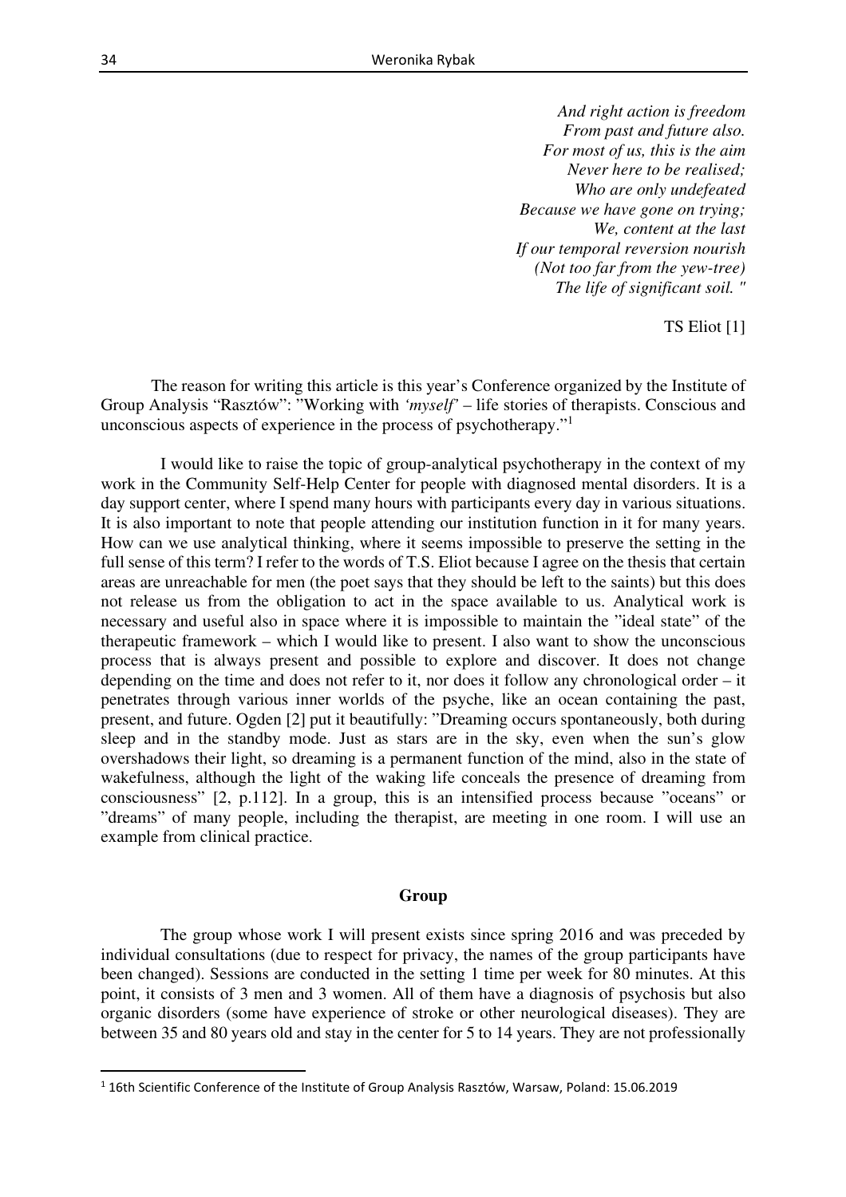*And right action is freedom*
*From past and future also.*
*For most of us, this is the aim*
*Never here to be realised;*
*Who are only undefeated*
*Because we have gone on trying;*
*We, content at the last*
*If our temporal reversion nourish*
*(Not too far from the yew-tree)*
*The life of significant soil. "*

TS Eliot [1]

The reason for writing this article is this year's Conference organized by the Institute of Group Analysis "Rasztów": "Working with *'myself'* – life stories of therapists. Conscious and unconscious aspects of experience in the process of psychotherapy."[1]

I would like to raise the topic of group-analytical psychotherapy in the context of my work in the Community Self-Help Center for people with diagnosed mental disorders. It is a day support center, where I spend many hours with participants every day in various situations. It is also important to note that people attending our institution function in it for many years. How can we use analytical thinking, where it seems impossible to preserve the setting in the full sense of this term? I refer to the words of T.S. Eliot because I agree on the thesis that certain areas are unreachable for men (the poet says that they should be left to the saints) but this does not release us from the obligation to act in the space available to us. Analytical work is necessary and useful also in space where it is impossible to maintain the "ideal state" of the therapeutic framework – which I would like to present. I also want to show the unconscious process that is always present and possible to explore and discover. It does not change depending on the time and does not refer to it, nor does it follow any chronological order – it penetrates through various inner worlds of the psyche, like an ocean containing the past, present, and future. Ogden [2] put it beautifully: "Dreaming occurs spontaneously, both during sleep and in the standby mode. Just as stars are in the sky, even when the sun's glow overshadows their light, so dreaming is a permanent function of the mind, also in the state of wakefulness, although the light of the waking life conceals the presence of dreaming from consciousness" [2, p.112]. In a group, this is an intensified process because "oceans" or "dreams" of many people, including the therapist, are meeting in one room. I will use an example from clinical practice.

## Group

The group whose work I will present exists since spring 2016 and was preceded by individual consultations (due to respect for privacy, the names of the group participants have been changed). Sessions are conducted in the setting 1 time per week for 80 minutes. At this point, it consists of 3 men and 3 women. All of them have a diagnosis of psychosis but also organic disorders (some have experience of stroke or other neurological diseases). They are between 35 and 80 years old and stay in the center for 5 to 14 years. They are not professionally

---

[1] 16th Scientific Conference of the Institute of Group Analysis Rasztów, Warsaw, Poland: 15.06.2019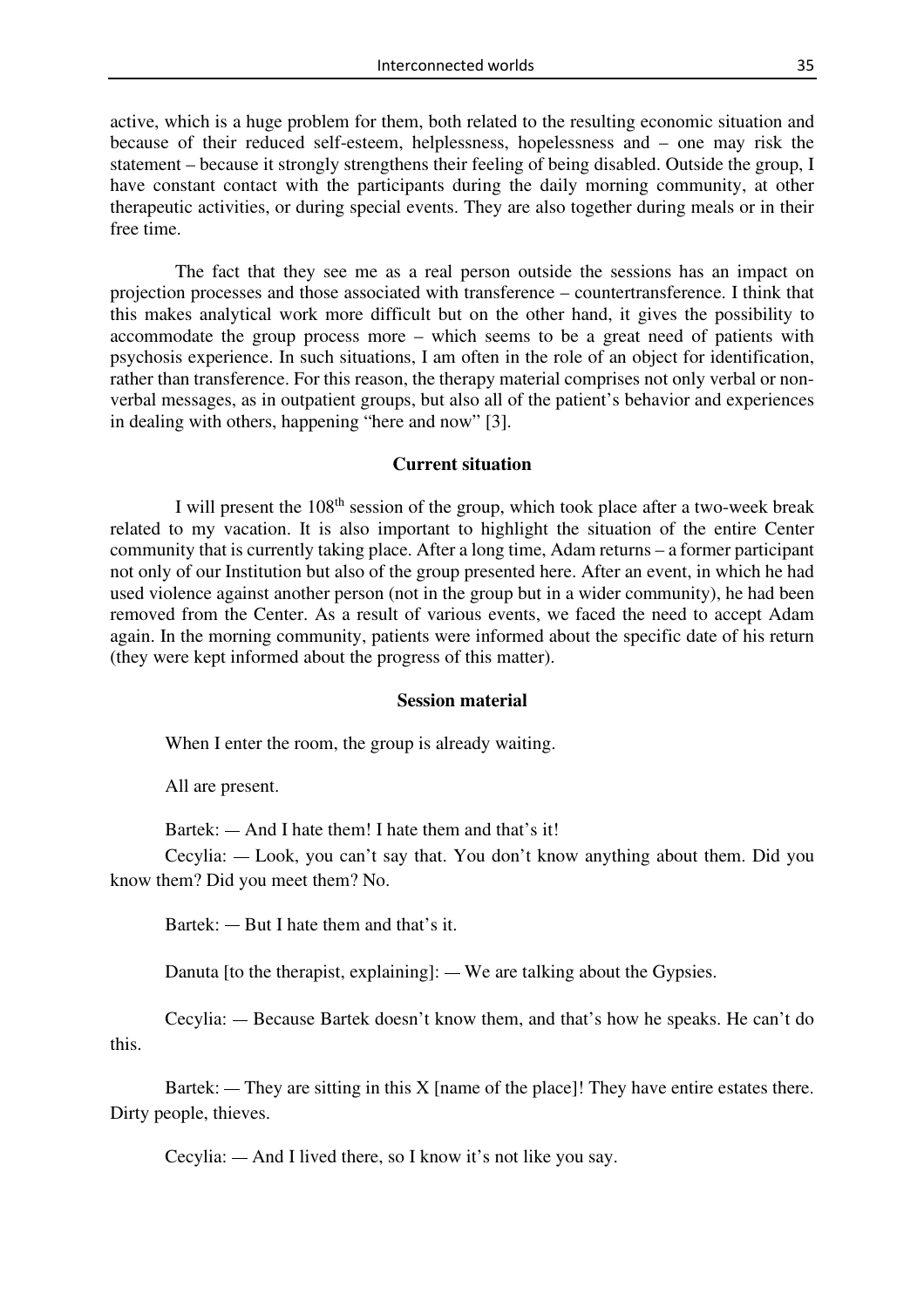active, which is a huge problem for them, both related to the resulting economic situation and because of their reduced self-esteem, helplessness, hopelessness and – one may risk the statement – because it strongly strengthens their feeling of being disabled. Outside the group, I have constant contact with the participants during the daily morning community, at other therapeutic activities, or during special events. They are also together during meals or in their free time.

The fact that they see me as a real person outside the sessions has an impact on projection processes and those associated with transference – countertransference. I think that this makes analytical work more difficult but on the other hand, it gives the possibility to accommodate the group process more – which seems to be a great need of patients with psychosis experience. In such situations, I am often in the role of an object for identification, rather than transference. For this reason, the therapy material comprises not only verbal or non-verbal messages, as in outpatient groups, but also all of the patient's behavior and experiences in dealing with others, happening "here and now" [3].

### Current situation

I will present the 108th session of the group, which took place after a two-week break related to my vacation. It is also important to highlight the situation of the entire Center community that is currently taking place. After a long time, Adam returns – a former participant not only of our Institution but also of the group presented here. After an event, in which he had used violence against another person (not in the group but in a wider community), he had been removed from the Center. As a result of various events, we faced the need to accept Adam again. In the morning community, patients were informed about the specific date of his return (they were kept informed about the progress of this matter).

### Session material

When I enter the room, the group is already waiting.

All are present.

Bartek: — And I hate them! I hate them and that's it!

Cecylia: — Look, you can't say that. You don't know anything about them. Did you know them? Did you meet them? No.

Bartek: — But I hate them and that's it.

Danuta [to the therapist, explaining]: — We are talking about the Gypsies.

Cecylia: — Because Bartek doesn't know them, and that's how he speaks. He can't do this.

Bartek: — They are sitting in this X [name of the place]! They have entire estates there. Dirty people, thieves.

Cecylia: — And I lived there, so I know it's not like you say.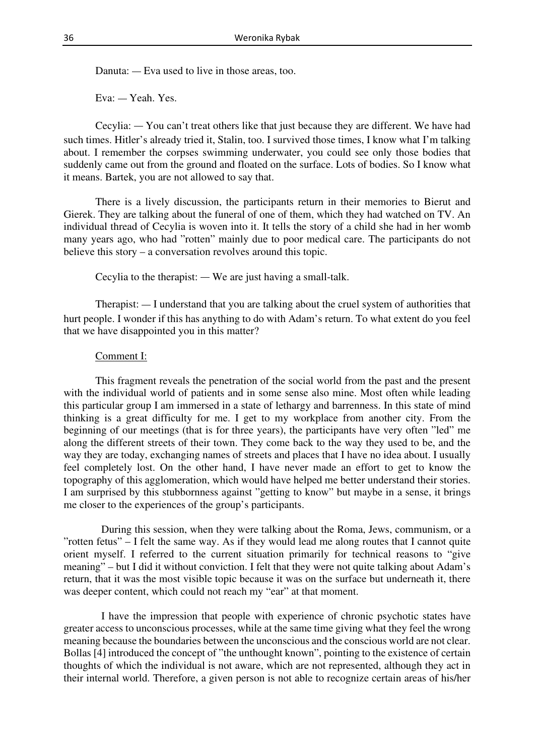Danuta: — Eva used to live in those areas, too.

Eva: — Yeah. Yes.

Cecylia: — You can't treat others like that just because they are different. We have had such times. Hitler's already tried it, Stalin, too. I survived those times, I know what I'm talking about. I remember the corpses swimming underwater, you could see only those bodies that suddenly came out from the ground and floated on the surface. Lots of bodies. So I know what it means. Bartek, you are not allowed to say that.

There is a lively discussion, the participants return in their memories to Bierut and Gierek. They are talking about the funeral of one of them, which they had watched on TV. An individual thread of Cecylia is woven into it. It tells the story of a child she had in her womb many years ago, who had "rotten" mainly due to poor medical care. The participants do not believe this story – a conversation revolves around this topic.

Cecylia to the therapist: — We are just having a small-talk.

Therapist: — I understand that you are talking about the cruel system of authorities that hurt people. I wonder if this has anything to do with Adam's return. To what extent do you feel that we have disappointed you in this matter?

<u>Comment I</u>:

This fragment reveals the penetration of the social world from the past and the present with the individual world of patients and in some sense also mine. Most often while leading this particular group I am immersed in a state of lethargy and barrenness. In this state of mind thinking is a great difficulty for me. I get to my workplace from another city. From the beginning of our meetings (that is for three years), the participants have very often "led" me along the different streets of their town. They come back to the way they used to be, and the way they are today, exchanging names of streets and places that I have no idea about. I usually feel completely lost. On the other hand, I have never made an effort to get to know the topography of this agglomeration, which would have helped me better understand their stories. I am surprised by this stubbornness against "getting to know" but maybe in a sense, it brings me closer to the experiences of the group's participants.

During this session, when they were talking about the Roma, Jews, communism, or a "rotten fetus" – I felt the same way. As if they would lead me along routes that I cannot quite orient myself. I referred to the current situation primarily for technical reasons to "give meaning" – but I did it without conviction. I felt that they were not quite talking about Adam's return, that it was the most visible topic because it was on the surface but underneath it, there was deeper content, which could not reach my "ear" at that moment.

I have the impression that people with experience of chronic psychotic states have greater access to unconscious processes, while at the same time giving what they feel the wrong meaning because the boundaries between the unconscious and the conscious world are not clear. Bollas [4] introduced the concept of "the unthought known", pointing to the existence of certain thoughts of which the individual is not aware, which are not represented, although they act in their internal world. Therefore, a given person is not able to recognize certain areas of his/her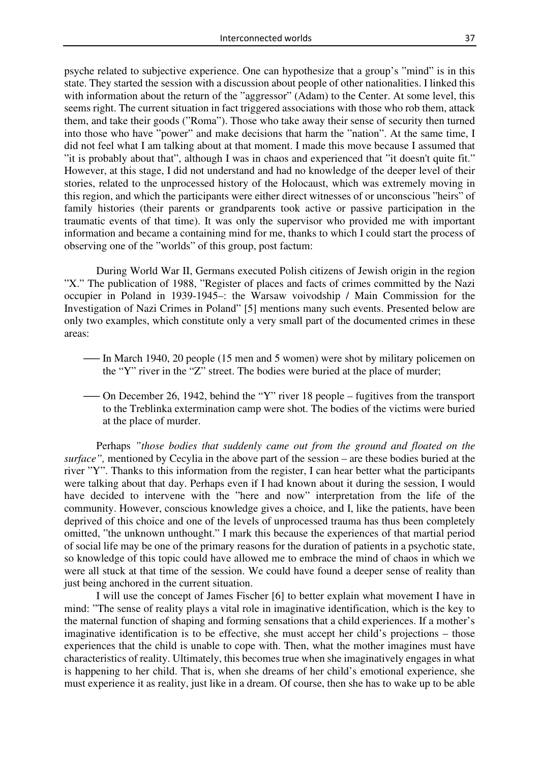psyche related to subjective experience. One can hypothesize that a group's "mind" is in this state. They started the session with a discussion about people of other nationalities. I linked this with information about the return of the "aggressor" (Adam) to the Center. At some level, this seems right. The current situation in fact triggered associations with those who rob them, attack them, and take their goods ("Roma"). Those who take away their sense of security then turned into those who have "power" and make decisions that harm the "nation". At the same time, I did not feel what I am talking about at that moment. I made this move because I assumed that "it is probably about that", although I was in chaos and experienced that "it doesn't quite fit." However, at this stage, I did not understand and had no knowledge of the deeper level of their stories, related to the unprocessed history of the Holocaust, which was extremely moving in this region, and which the participants were either direct witnesses of or unconscious "heirs" of family histories (their parents or grandparents took active or passive participation in the traumatic events of that time). It was only the supervisor who provided me with important information and became a containing mind for me, thanks to which I could start the process of observing one of the "worlds" of this group, post factum:

During World War II, Germans executed Polish citizens of Jewish origin in the region "X." The publication of 1988, "Register of places and facts of crimes committed by the Nazi occupier in Poland in 1939-1945–: the Warsaw voivodship / Main Commission for the Investigation of Nazi Crimes in Poland" [5] mentions many such events. Presented below are only two examples, which constitute only a very small part of the documented crimes in these areas:

- In March 1940, 20 people (15 men and 5 women) were shot by military policemen on the "Y" river in the "Z" street. The bodies were buried at the place of murder;
- On December 26, 1942, behind the "Y" river 18 people – fugitives from the transport to the Treblinka extermination camp were shot. The bodies of the victims were buried at the place of murder.

Perhaps *"those bodies that suddenly came out from the ground and floated on the surface",* mentioned by Cecylia in the above part of the session – are these bodies buried at the river "Y". Thanks to this information from the register, I can hear better what the participants were talking about that day. Perhaps even if I had known about it during the session, I would have decided to intervene with the "here and now" interpretation from the life of the community. However, conscious knowledge gives a choice, and I, like the patients, have been deprived of this choice and one of the levels of unprocessed trauma has thus been completely omitted, "the unknown unthought." I mark this because the experiences of that martial period of social life may be one of the primary reasons for the duration of patients in a psychotic state, so knowledge of this topic could have allowed me to embrace the mind of chaos in which we were all stuck at that time of the session. We could have found a deeper sense of reality than just being anchored in the current situation.

I will use the concept of James Fischer [6] to better explain what movement I have in mind: "The sense of reality plays a vital role in imaginative identification, which is the key to the maternal function of shaping and forming sensations that a child experiences. If a mother's imaginative identification is to be effective, she must accept her child's projections – those experiences that the child is unable to cope with. Then, what the mother imagines must have characteristics of reality. Ultimately, this becomes true when she imaginatively engages in what is happening to her child. That is, when she dreams of her child's emotional experience, she must experience it as reality, just like in a dream. Of course, then she has to wake up to be able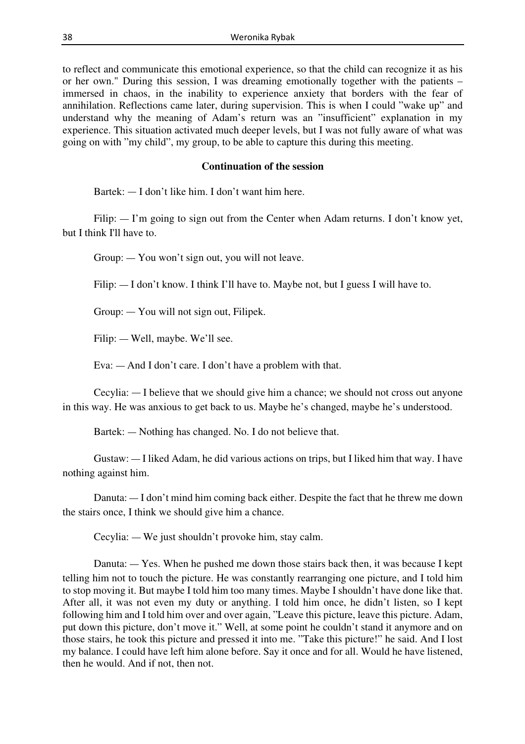to reflect and communicate this emotional experience, so that the child can recognize it as his or her own." During this session, I was dreaming emotionally together with the patients – immersed in chaos, in the inability to experience anxiety that borders with the fear of annihilation. Reflections came later, during supervision. This is when I could "wake up" and understand why the meaning of Adam's return was an "insufficient" explanation in my experience. This situation activated much deeper levels, but I was not fully aware of what was going on with "my child", my group, to be able to capture this during this meeting.

**Continuation of the session**

Bartek: — I don't like him. I don't want him here.

Filip: — I'm going to sign out from the Center when Adam returns. I don't know yet, but I think I'll have to.

Group: — You won't sign out, you will not leave.

Filip: — I don't know. I think I'll have to. Maybe not, but I guess I will have to.

Group: — You will not sign out, Filipek.

Filip: — Well, maybe. We'll see.

Eva: — And I don't care. I don't have a problem with that.

Cecylia: — I believe that we should give him a chance; we should not cross out anyone in this way. He was anxious to get back to us. Maybe he's changed, maybe he's understood.

Bartek: — Nothing has changed. No. I do not believe that.

Gustaw: — I liked Adam, he did various actions on trips, but I liked him that way. I have nothing against him.

Danuta: — I don't mind him coming back either. Despite the fact that he threw me down the stairs once, I think we should give him a chance.

Cecylia: — We just shouldn't provoke him, stay calm.

Danuta: — Yes. When he pushed me down those stairs back then, it was because I kept telling him not to touch the picture. He was constantly rearranging one picture, and I told him to stop moving it. But maybe I told him too many times. Maybe I shouldn't have done like that. After all, it was not even my duty or anything. I told him once, he didn't listen, so I kept following him and I told him over and over again, "Leave this picture, leave this picture. Adam, put down this picture, don't move it." Well, at some point he couldn't stand it anymore and on those stairs, he took this picture and pressed it into me. "Take this picture!" he said. And I lost my balance. I could have left him alone before. Say it once and for all. Would he have listened, then he would. And if not, then not.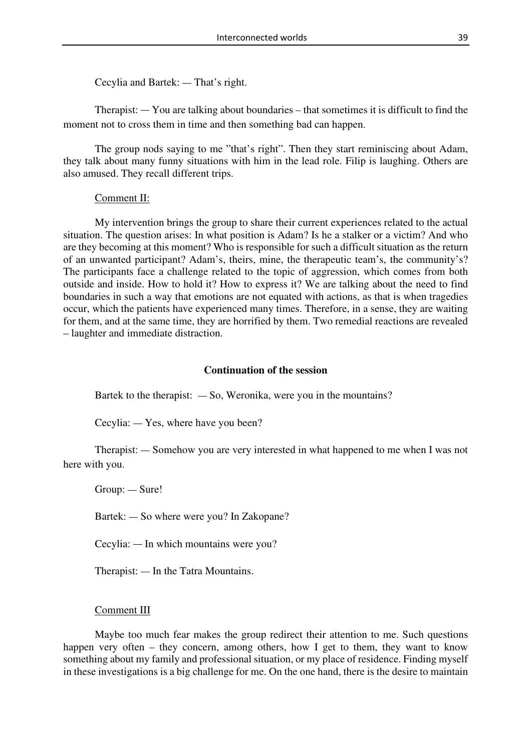Cecylia and Bartek: — That's right.

Therapist: — You are talking about boundaries – that sometimes it is difficult to find the moment not to cross them in time and then something bad can happen.

The group nods saying to me "that's right". Then they start reminiscing about Adam, they talk about many funny situations with him in the lead role. Filip is laughing. Others are also amused. They recall different trips.

Comment II:

My intervention brings the group to share their current experiences related to the actual situation. The question arises: In what position is Adam? Is he a stalker or a victim? And who are they becoming at this moment? Who is responsible for such a difficult situation as the return of an unwanted participant? Adam's, theirs, mine, the therapeutic team's, the community's? The participants face a challenge related to the topic of aggression, which comes from both outside and inside. How to hold it? How to express it? We are talking about the need to find boundaries in such a way that emotions are not equated with actions, as that is when tragedies occur, which the patients have experienced many times. Therefore, in a sense, they are waiting for them, and at the same time, they are horrified by them. Two remedial reactions are revealed – laughter and immediate distraction.

**Continuation of the session**

Bartek to the therapist: — So, Weronika, were you in the mountains?

Cecylia: — Yes, where have you been?

Therapist: — Somehow you are very interested in what happened to me when I was not here with you.

Group: — Sure!

Bartek: — So where were you? In Zakopane?

Cecylia: — In which mountains were you?

Therapist: — In the Tatra Mountains.

Comment III

Maybe too much fear makes the group redirect their attention to me. Such questions happen very often – they concern, among others, how I get to them, they want to know something about my family and professional situation, or my place of residence. Finding myself in these investigations is a big challenge for me. On the one hand, there is the desire to maintain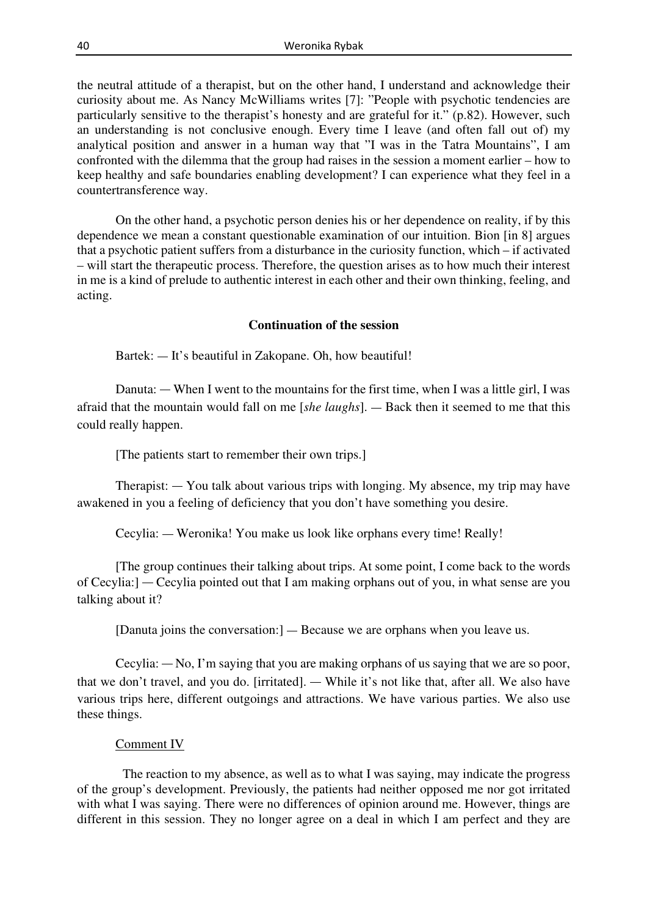the neutral attitude of a therapist, but on the other hand, I understand and acknowledge their curiosity about me. As Nancy McWilliams writes [7]: "People with psychotic tendencies are particularly sensitive to the therapist's honesty and are grateful for it." (p.82). However, such an understanding is not conclusive enough. Every time I leave (and often fall out of) my analytical position and answer in a human way that "I was in the Tatra Mountains", I am confronted with the dilemma that the group had raises in the session a moment earlier – how to keep healthy and safe boundaries enabling development? I can experience what they feel in a countertransference way.

On the other hand, a psychotic person denies his or her dependence on reality, if by this dependence we mean a constant questionable examination of our intuition. Bion [in 8] argues that a psychotic patient suffers from a disturbance in the curiosity function, which – if activated – will start the therapeutic process. Therefore, the question arises as to how much their interest in me is a kind of prelude to authentic interest in each other and their own thinking, feeling, and acting.

**Continuation of the session**

Bartek: — It's beautiful in Zakopane. Oh, how beautiful!

Danuta: — When I went to the mountains for the first time, when I was a little girl, I was afraid that the mountain would fall on me [*she laughs*]. — Back then it seemed to me that this could really happen.

[The patients start to remember their own trips.]

Therapist: — You talk about various trips with longing. My absence, my trip may have awakened in you a feeling of deficiency that you don't have something you desire.

Cecylia: — Weronika! You make us look like orphans every time! Really!

[The group continues their talking about trips. At some point, I come back to the words of Cecylia:] — Cecylia pointed out that I am making orphans out of you, in what sense are you talking about it?

[Danuta joins the conversation:] — Because we are orphans when you leave us.

Cecylia: — No, I'm saying that you are making orphans of us saying that we are so poor, that we don't travel, and you do. [irritated]. — While it's not like that, after all. We also have various trips here, different outgoings and attractions. We have various parties. We also use these things.

Comment IV

The reaction to my absence, as well as to what I was saying, may indicate the progress of the group's development. Previously, the patients had neither opposed me nor got irritated with what I was saying. There were no differences of opinion around me. However, things are different in this session. They no longer agree on a deal in which I am perfect and they are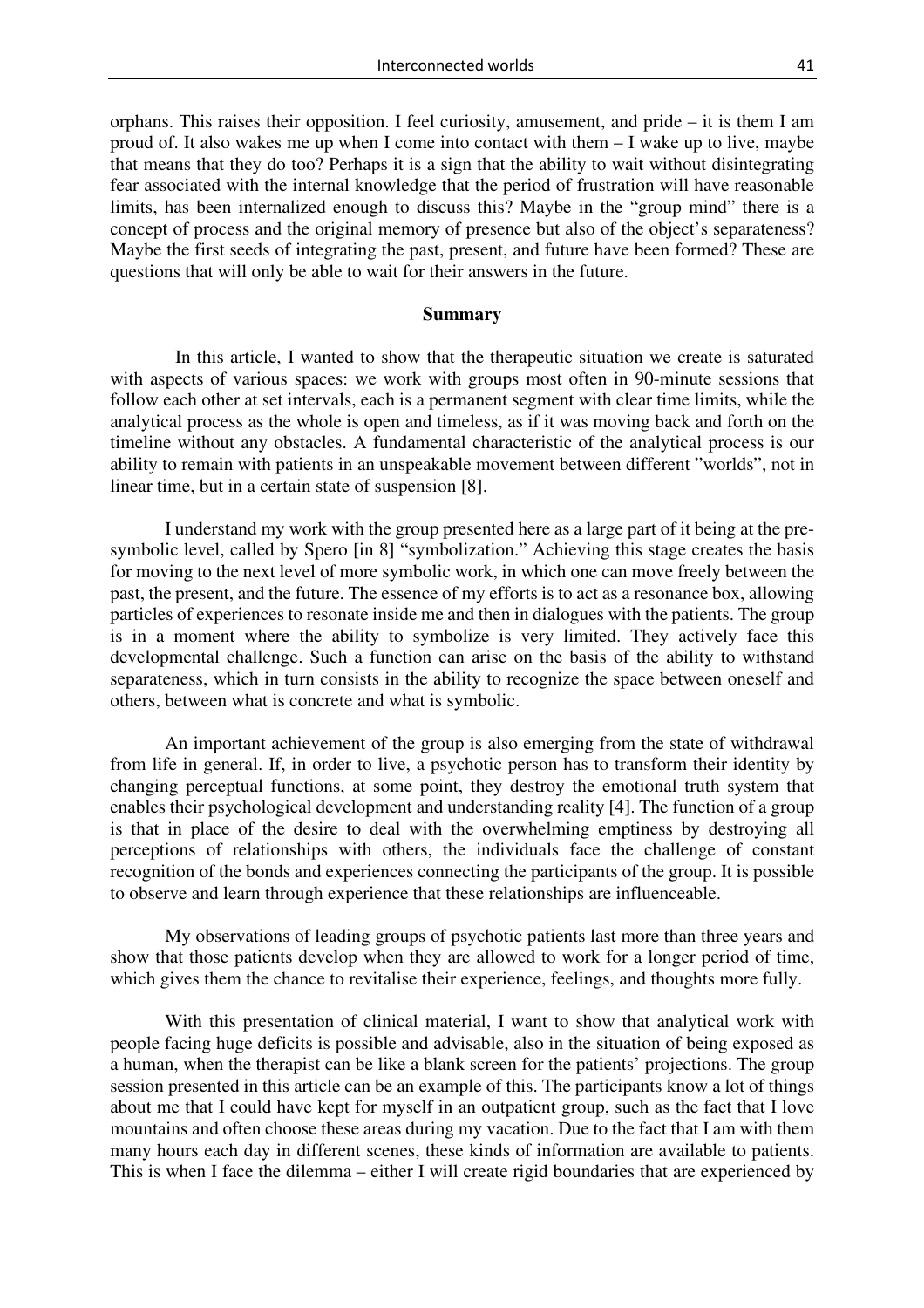orphans. This raises their opposition. I feel curiosity, amusement, and pride – it is them I am proud of. It also wakes me up when I come into contact with them – I wake up to live, maybe that means that they do too? Perhaps it is a sign that the ability to wait without disintegrating fear associated with the internal knowledge that the period of frustration will have reasonable limits, has been internalized enough to discuss this? Maybe in the "group mind" there is a concept of process and the original memory of presence but also of the object's separateness? Maybe the first seeds of integrating the past, present, and future have been formed? These are questions that will only be able to wait for their answers in the future.

## Summary

In this article, I wanted to show that the therapeutic situation we create is saturated with aspects of various spaces: we work with groups most often in 90-minute sessions that follow each other at set intervals, each is a permanent segment with clear time limits, while the analytical process as the whole is open and timeless, as if it was moving back and forth on the timeline without any obstacles. A fundamental characteristic of the analytical process is our ability to remain with patients in an unspeakable movement between different "worlds", not in linear time, but in a certain state of suspension [8].

I understand my work with the group presented here as a large part of it being at the pre-symbolic level, called by Spero [in 8] "symbolization." Achieving this stage creates the basis for moving to the next level of more symbolic work, in which one can move freely between the past, the present, and the future. The essence of my efforts is to act as a resonance box, allowing particles of experiences to resonate inside me and then in dialogues with the patients. The group is in a moment where the ability to symbolize is very limited. They actively face this developmental challenge. Such a function can arise on the basis of the ability to withstand separateness, which in turn consists in the ability to recognize the space between oneself and others, between what is concrete and what is symbolic.

An important achievement of the group is also emerging from the state of withdrawal from life in general. If, in order to live, a psychotic person has to transform their identity by changing perceptual functions, at some point, they destroy the emotional truth system that enables their psychological development and understanding reality [4]. The function of a group is that in place of the desire to deal with the overwhelming emptiness by destroying all perceptions of relationships with others, the individuals face the challenge of constant recognition of the bonds and experiences connecting the participants of the group. It is possible to observe and learn through experience that these relationships are influenceable.

My observations of leading groups of psychotic patients last more than three years and show that those patients develop when they are allowed to work for a longer period of time, which gives them the chance to revitalise their experience, feelings, and thoughts more fully.

With this presentation of clinical material, I want to show that analytical work with people facing huge deficits is possible and advisable, also in the situation of being exposed as a human, when the therapist can be like a blank screen for the patients' projections. The group session presented in this article can be an example of this. The participants know a lot of things about me that I could have kept for myself in an outpatient group, such as the fact that I love mountains and often choose these areas during my vacation. Due to the fact that I am with them many hours each day in different scenes, these kinds of information are available to patients. This is when I face the dilemma – either I will create rigid boundaries that are experienced by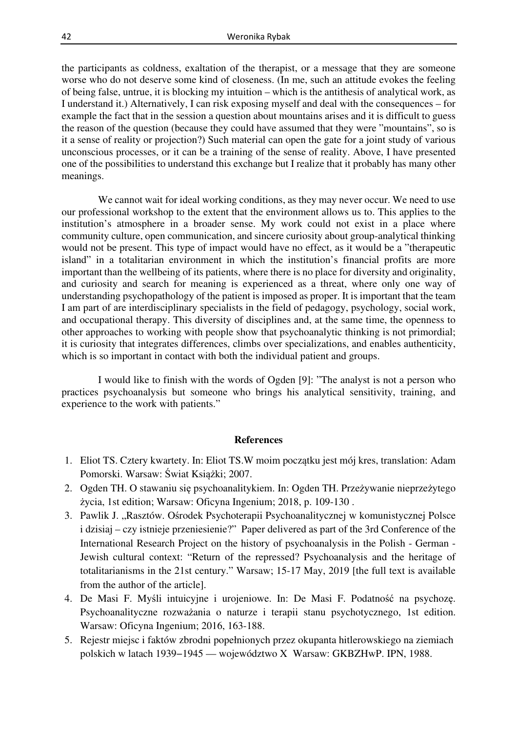the participants as coldness, exaltation of the therapist, or a message that they are someone worse who do not deserve some kind of closeness. (In me, such an attitude evokes the feeling of being false, untrue, it is blocking my intuition – which is the antithesis of analytical work, as I understand it.) Alternatively, I can risk exposing myself and deal with the consequences – for example the fact that in the session a question about mountains arises and it is difficult to guess the reason of the question (because they could have assumed that they were "mountains", so is it a sense of reality or projection?) Such material can open the gate for a joint study of various unconscious processes, or it can be a training of the sense of reality. Above, I have presented one of the possibilities to understand this exchange but I realize that it probably has many other meanings.

We cannot wait for ideal working conditions, as they may never occur. We need to use our professional workshop to the extent that the environment allows us to. This applies to the institution's atmosphere in a broader sense. My work could not exist in a place where community culture, open communication, and sincere curiosity about group-analytical thinking would not be present. This type of impact would have no effect, as it would be a "therapeutic island" in a totalitarian environment in which the institution's financial profits are more important than the wellbeing of its patients, where there is no place for diversity and originality, and curiosity and search for meaning is experienced as a threat, where only one way of understanding psychopathology of the patient is imposed as proper. It is important that the team I am part of are interdisciplinary specialists in the field of pedagogy, psychology, social work, and occupational therapy. This diversity of disciplines and, at the same time, the openness to other approaches to working with people show that psychoanalytic thinking is not primordial; it is curiosity that integrates differences, climbs over specializations, and enables authenticity, which is so important in contact with both the individual patient and groups.

I would like to finish with the words of Ogden [9]: "The analyst is not a person who practices psychoanalysis but someone who brings his analytical sensitivity, training, and experience to the work with patients."

## References

1. Eliot TS. Cztery kwartety. In: Eliot TS.W moim początku jest mój kres, translation: Adam Pomorski. Warsaw: Świat Książki; 2007.
2. Ogden TH. O stawaniu się psychoanalitykiem. In: Ogden TH. Przeżywanie nieprzeżytego życia, 1st edition; Warsaw: Oficyna Ingenium; 2018, p. 109-130 .
3. Pawlik J. „Rasztów. Ośrodek Psychoterapii Psychoanalitycznej w komunistycznej Polsce i dzisiaj – czy istnieje przeniesienie?" Paper delivered as part of the 3rd Conference of the International Research Project on the history of psychoanalysis in the Polish - German - Jewish cultural context: "Return of the repressed? Psychoanalysis and the heritage of totalitarianisms in the 21st century." Warsaw; 15-17 May, 2019 [the full text is available from the author of the article].
4. De Masi F. Myśli intuicyjne i urojeniowe. In: De Masi F. Podatność na psychozę. Psychoanalityczne rozważania o naturze i terapii stanu psychotycznego, 1st edition. Warsaw: Oficyna Ingenium; 2016, 163-188.
5. Rejestr miejsc i faktów zbrodni popełnionych przez okupanta hitlerowskiego na ziemiach polskich w latach 1939–1945 — województwo X Warsaw: GKBZHwP. IPN, 1988.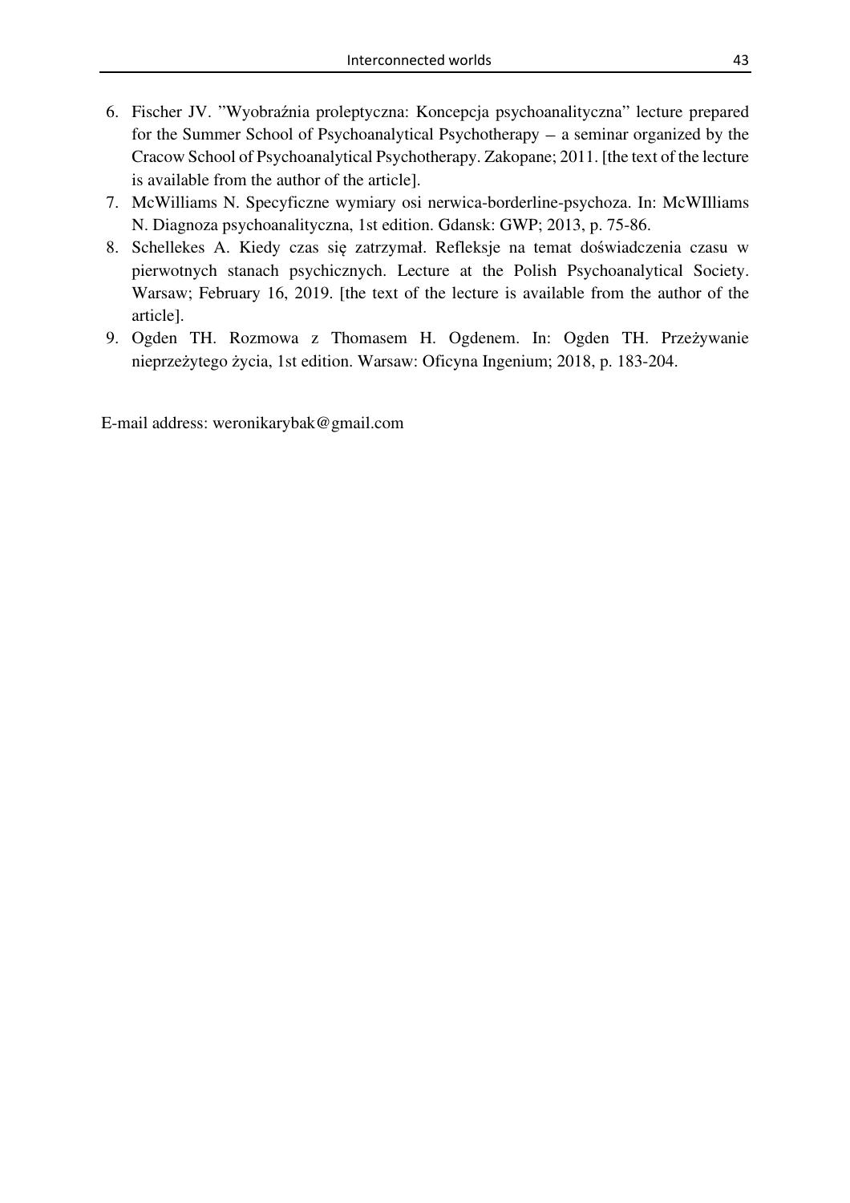6. Fischer JV. ”Wyobraźnia proleptyczna: Koncepcja psychoanalityczna” lecture prepared for the Summer School of Psychoanalytical Psychotherapy – a seminar organized by the Cracow School of Psychoanalytical Psychotherapy. Zakopane; 2011. [the text of the lecture is available from the author of the article].
7. McWilliams N. Specyficzne wymiary osi nerwica-borderline-psychoza. In: McWIlliams N. Diagnoza psychoanalityczna, 1st edition. Gdansk: GWP; 2013, p. 75-86.
8. Schellekes A. Kiedy czas się zatrzymał. Refleksje na temat doświadczenia czasu w pierwotnych stanach psychicznych. Lecture at the Polish Psychoanalytical Society. Warsaw; February 16, 2019. [the text of the lecture is available from the author of the article].
9. Ogden TH. Rozmowa z Thomasem H. Ogdenem. In: Ogden TH. Przeżywanie nieprzeżytego życia, 1st edition. Warsaw: Oficyna Ingenium; 2018, p. 183-204.

E-mail address: weronikarybak@gmail.com